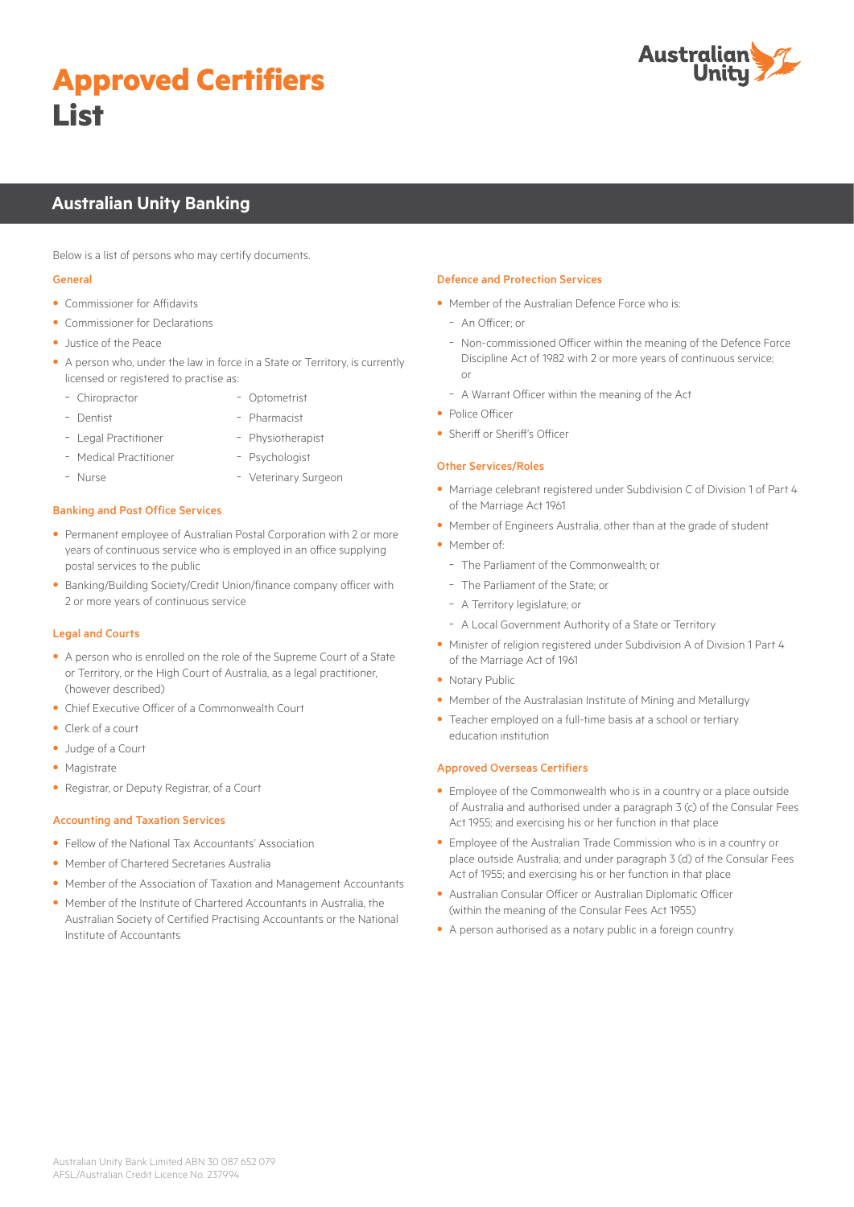# Approved Certifiers List

## Australian Unity Banking

Below is a list of persons who may certify documents.

### General

- Commissioner for Affidavits
- Commissioner for Declarations
- Justice of the Peace
- A person who, under the law in force in a State or Territory, is currently licensed or registered to practise as:
  - Chiropractor
  - Dentist
  - Legal Practitioner
  - Medical Practitioner
  - Nurse
  - Optometrist
  - Pharmacist
  - Physiotherapist
  - Psychologist
  - Veterinary Surgeon

### Banking and Post Office Services

- Permanent employee of Australian Postal Corporation with 2 or more years of continuous service who is employed in an office supplying postal services to the public
- Banking/Building Society/Credit Union/finance company officer with 2 or more years of continuous service

### Legal and Courts

- A person who is enrolled on the role of the Supreme Court of a State or Territory, or the High Court of Australia, as a legal practitioner, (however described)
- Chief Executive Officer of a Commonwealth Court
- Clerk of a court
- Judge of a Court
- Magistrate
- Registrar, or Deputy Registrar, of a Court

### Accounting and Taxation Services

- Fellow of the National Tax Accountants' Association
- Member of Chartered Secretaries Australia
- Member of the Association of Taxation and Management Accountants
- Member of the Institute of Chartered Accountants in Australia, the Australian Society of Certified Practising Accountants or the National Institute of Accountants

### Defence and Protection Services

- Member of the Australian Defence Force who is:
  - An Officer; or
  - Non-commissioned Officer within the meaning of the Defence Force Discipline Act of 1982 with 2 or more years of continuous service; or
  - A Warrant Officer within the meaning of the Act
- Police Officer
- Sheriff or Sheriff's Officer

### Other Services/Roles

- Marriage celebrant registered under Subdivision C of Division 1 of Part 4 of the Marriage Act 1961
- Member of Engineers Australia, other than at the grade of student
- Member of:
  - The Parliament of the Commonwealth; or
  - The Parliament of the State; or
  - A Territory legislature; or
  - A Local Government Authority of a State or Territory
- Minister of religion registered under Subdivision A of Division 1 Part 4 of the Marriage Act of 1961
- Notary Public
- Member of the Australasian Institute of Mining and Metallurgy
- Teacher employed on a full-time basis at a school or tertiary education institution

### Approved Overseas Certifiers

- Employee of the Commonwealth who is in a country or a place outside of Australia and authorised under a paragraph 3 (c) of the Consular Fees Act 1955; and exercising his or her function in that place
- Employee of the Australian Trade Commission who is in a country or place outside Australia; and under paragraph 3 (d) of the Consular Fees Act of 1955; and exercising his or her function in that place
- Australian Consular Officer or Australian Diplomatic Officer (within the meaning of the Consular Fees Act 1955)
- A person authorised as a notary public in a foreign country

Australian Unity Bank Limited ABN 30 087 652 079
AFSL/Australian Credit Licence No. 237994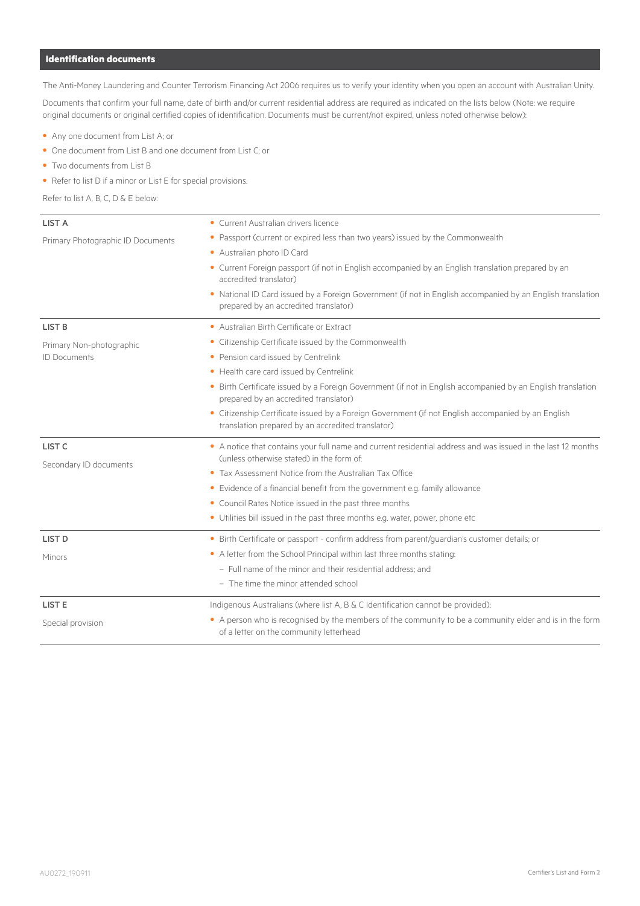## Identification documents

The Anti-Money Laundering and Counter Terrorism Financing Act 2006 requires us to verify your identity when you open an account with Australian Unity.

Documents that confirm your full name, date of birth and/or current residential address are required as indicated on the lists below (Note: we require original documents or original certified copies of identification. Documents must be current/not expired, unless noted otherwise below):

- Any one document from List A; or
- One document from List B and one document from List C; or
- Two documents from List B
- Refer to list D if a minor or List E for special provisions.

Refer to list A, B, C, D & E below:

| | |
|---|---|
| **LIST A**<br>Primary Photographic ID Documents | • Current Australian drivers licence<br>• Passport (current or expired less than two years) issued by the Commonwealth<br>• Australian photo ID Card<br>• Current Foreign passport (if not in English accompanied by an English translation prepared by an accredited translator)<br>• National ID Card issued by a Foreign Government (if not in English accompanied by an English translation prepared by an accredited translator) |
| **LIST B**<br>Primary Non-photographic ID Documents | • Australian Birth Certificate or Extract<br>• Citizenship Certificate issued by the Commonwealth<br>• Pension card issued by Centrelink<br>• Health care card issued by Centrelink<br>• Birth Certificate issued by a Foreign Government (if not in English accompanied by an English translation prepared by an accredited translator)<br>• Citizenship Certificate issued by a Foreign Government (if not English accompanied by an English translation prepared by an accredited translator) |
| **LIST C**<br>Secondary ID documents | • A notice that contains your full name and current residential address and was issued in the last 12 months (unless otherwise stated) in the form of:<br>• Tax Assessment Notice from the Australian Tax Office<br>• Evidence of a financial benefit from the government e.g. family allowance<br>• Council Rates Notice issued in the past three months<br>• Utilities bill issued in the past three months e.g. water, power, phone etc |
| **LIST D**<br>Minors | • Birth Certificate or passport - confirm address from parent/guardian's customer details; or<br>• A letter from the School Principal within last three months stating:<br>– Full name of the minor and their residential address; and<br>– The time the minor attended school |
| **LIST E**<br>Special provision | Indigenous Australians (where list A, B & C Identification cannot be provided):<br>• A person who is recognised by the members of the community to be a community elder and is in the form of a letter on the community letterhead |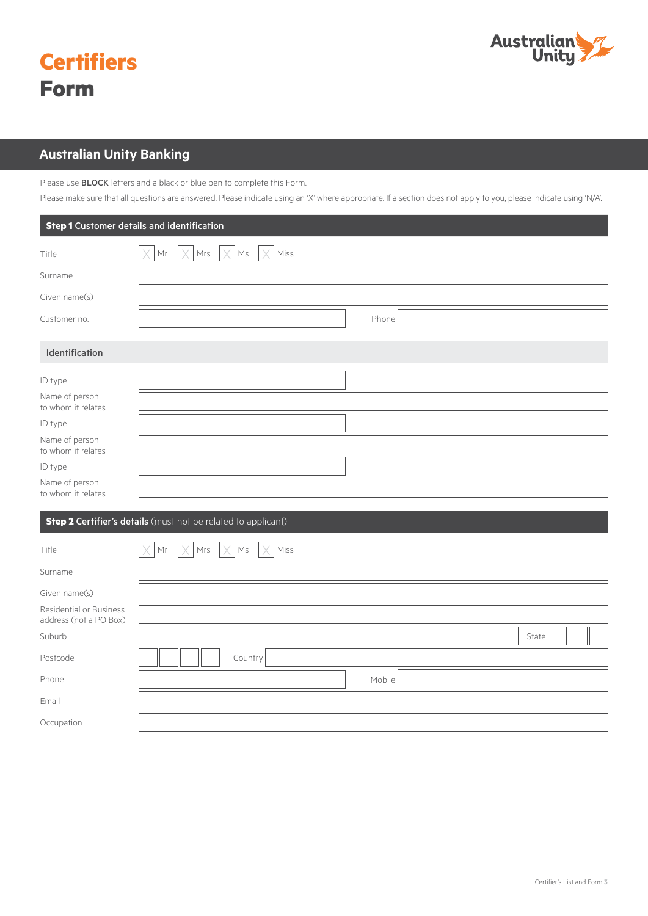# Certifiers Form

## Australian Unity Banking

Please use **BLOCK** letters and a black or blue pen to complete this Form.

Please make sure that all questions are answered. Please indicate using an 'X' where appropriate. If a section does not apply to you, please indicate using 'N/A'.

### **Step 1** Customer details and identification

Title ☐ Mr ☐ Mrs ☐ Ms ☐ Miss

Surname

Given name(s)

Customer no. Phone

#### Identification

ID type

Name of person to whom it relates

ID type

Name of person to whom it relates

ID type

Name of person to whom it relates

### **Step 2** Certifier's details (must not be related to applicant)

Title ☐ Mr ☐ Mrs ☐ Ms ☐ Miss

Surname

Given name(s)

Residential or Business address (not a PO Box)

Suburb State

Postcode Country

Phone Mobile

Email

Occupation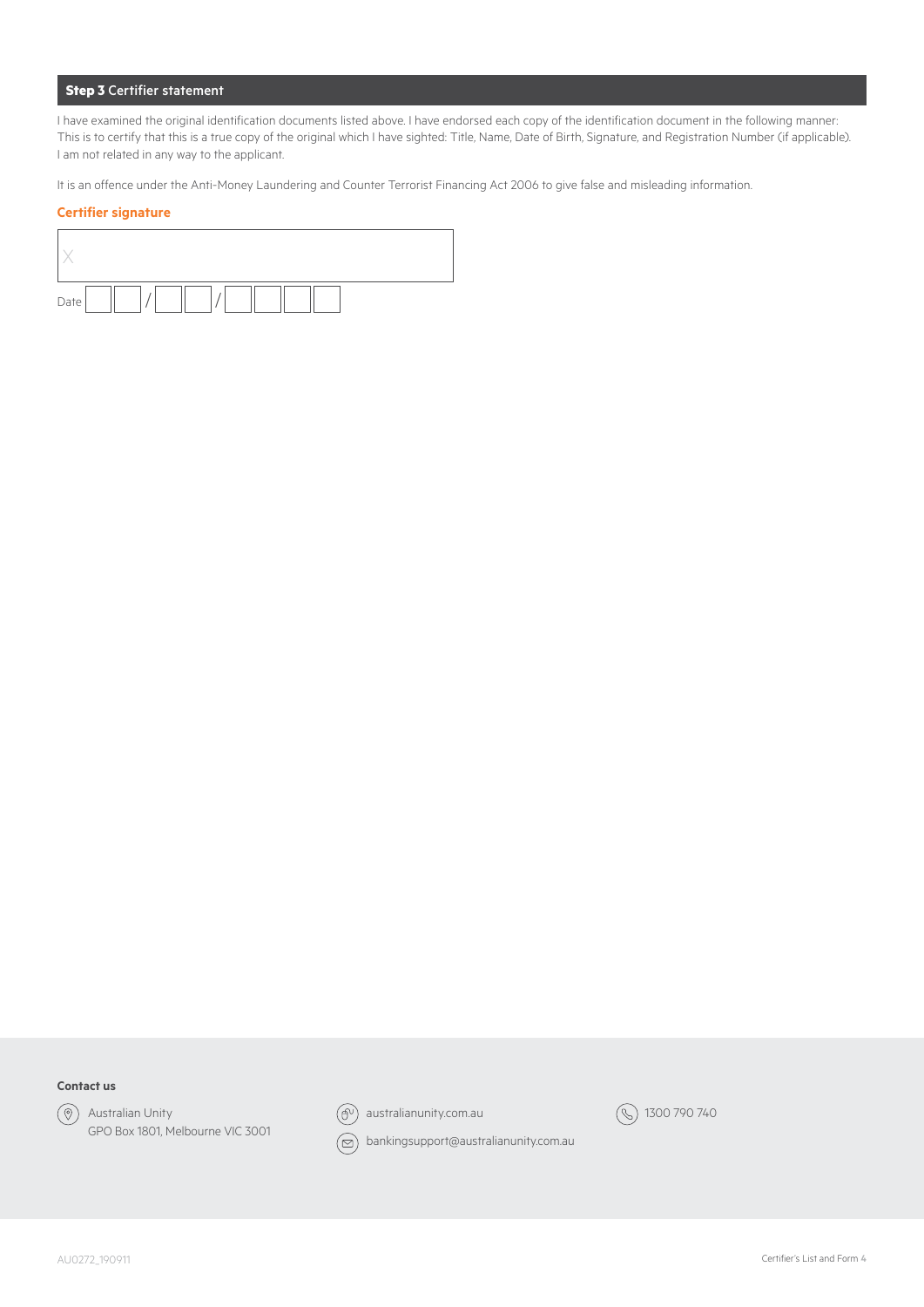## **Step 3** Certifier statement

I have examined the original identification documents listed above. I have endorsed each copy of the identification document in the following manner: This is to certify that this is a true copy of the original which I have sighted: Title, Name, Date of Birth, Signature, and Registration Number (if applicable). I am not related in any way to the applicant.

It is an offence under the Anti-Money Laundering and Counter Terrorist Financing Act 2006 to give false and misleading information.

### Certifier signature

X

Date __ __ / __ __ / __ __ __ __

**Contact us**

Australian Unity
GPO Box 1801, Melbourne VIC 3001

australianunity.com.au

bankingsupport@australianunity.com.au

1300 790 740

AU0272_190911